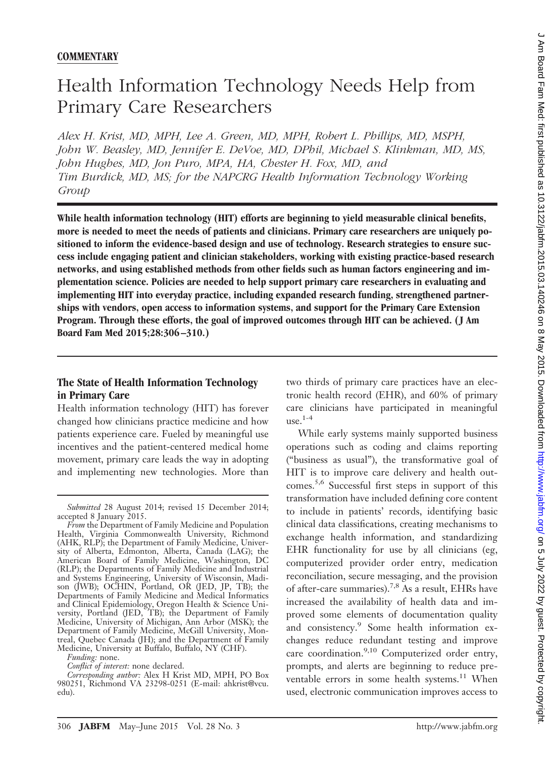**COMMENTARY**

# Health Information Technology Needs Help from Primary Care Researchers

*Alex H. Krist, MD, MPH, Lee A. Green, MD, MPH, Robert L. Phillips, MD, MSPH, John W. Beasley, MD, Jennifer E. DeVoe, MD, DPhil, Michael S. Klinkman, MD, MS, John Hughes, MD, Jon Puro, MPA, HA, Chester H. Fox, MD, and Tim Burdick, MD, MS; for the NAPCRG Health Information Technology Working Group*

**While health information technology (HIT) efforts are beginning to yield measurable clinical benefits, more is needed to meet the needs of patients and clinicians. Primary care researchers are uniquely positioned to inform the evidence-based design and use of technology. Research strategies to ensure success include engaging patient and clinician stakeholders, working with existing practice-based research networks, and using established methods from other fields such as human factors engineering and implementation science. Policies are needed to help support primary care researchers in evaluating and implementing HIT into everyday practice, including expanded research funding, strengthened partnerships with vendors, open access to information systems, and support for the Primary Care Extension Program. Through these efforts, the goal of improved outcomes through HIT can be achieved. (J Am Board Fam Med 2015;28:306–310.)**

## The State of Health Information Technology in Primary Care

Health information technology (HIT) has forever changed how clinicians practice medicine and how patients experience care. Fueled by meaningful use incentives and the patient-centered medical home movement, primary care leads the way in adopting and implementing new technologies. More than two thirds of primary care practices have an electronic health record (EHR), and 60% of primary care clinicians have participated in meaningful use.[1-4]

While early systems mainly supported business operations such as coding and claims reporting ("business as usual"), the transformative goal of HIT is to improve care delivery and health outcomes.[5,6] Successful first steps in support of this transformation have included defining core content to include in patients' records, identifying basic clinical data classifications, creating mechanisms to exchange health information, and standardizing EHR functionality for use by all clinicians (eg, computerized provider order entry, medication reconciliation, secure messaging, and the provision of after-care summaries).[7,8] As a result, EHRs have increased the availability of health data and improved some elements of documentation quality and consistency.[9] Some health information exchanges reduce redundant testing and improve care coordination.[9,10] Computerized order entry, prompts, and alerts are beginning to reduce preventable errors in some health systems.[11] When used, electronic communication improves access to

*Submitted* 28 August 2014; revised 15 December 2014; accepted 8 January 2015.

*From* the Department of Family Medicine and Population Health, Virginia Commonwealth University, Richmond (AHK, RLP); the Department of Family Medicine, University of Alberta, Edmonton, Alberta, Canada (LAG); the American Board of Family Medicine, Washington, DC (RLP); the Departments of Family Medicine and Industrial and Systems Engineering, University of Wisconsin, Madison (JWB); OCHIN, Portland, OR (JED, JP, TB); the Departments of Family Medicine and Medical Informatics and Clinical Epidemiology, Oregon Health & Science University, Portland (JED, TB); the Department of Family Medicine, University of Michigan, Ann Arbor (MSK); the Department of Family Medicine, McGill University, Montreal, Quebec Canada (JH); and the Department of Family Medicine, University at Buffalo, Buffalo, NY (CHF).

*Funding:* none.

*Conflict of interest:* none declared.

*Corresponding author:* Alex H Krist MD, MPH, PO Box 980251, Richmond VA 23298-0251 (E-mail: ahkrist@vcu.edu).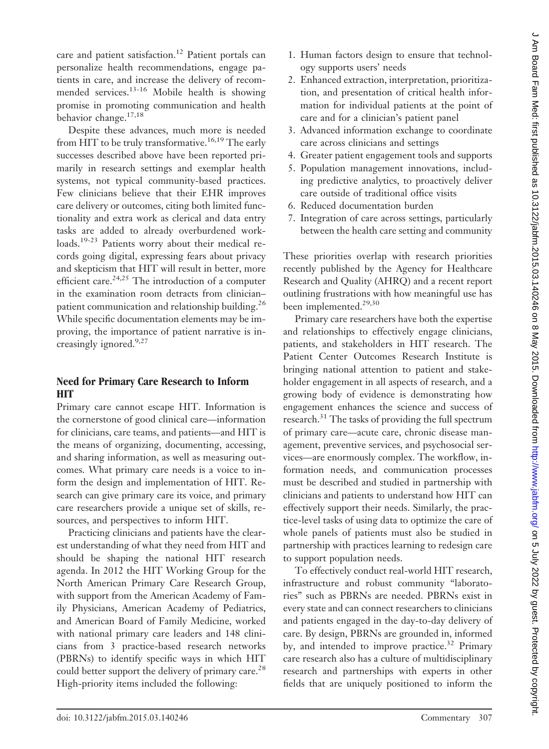care and patient satisfaction.[12] Patient portals can personalize health recommendations, engage patients in care, and increase the delivery of recommended services.[13-16] Mobile health is showing promise in promoting communication and health behavior change.[17,18]

Despite these advances, much more is needed from HIT to be truly transformative.[16,19] The early successes described above have been reported primarily in research settings and exemplar health systems, not typical community-based practices. Few clinicians believe that their EHR improves care delivery or outcomes, citing both limited functionality and extra work as clerical and data entry tasks are added to already overburdened workloads.[19-23] Patients worry about their medical records going digital, expressing fears about privacy and skepticism that HIT will result in better, more efficient care.[24,25] The introduction of a computer in the examination room detracts from clinician–patient communication and relationship building.[26] While specific documentation elements may be improving, the importance of patient narrative is increasingly ignored.[9,27]

## Need for Primary Care Research to Inform HIT

Primary care cannot escape HIT. Information is the cornerstone of good clinical care—information for clinicians, care teams, and patients—and HIT is the means of organizing, documenting, accessing, and sharing information, as well as measuring outcomes. What primary care needs is a voice to inform the design and implementation of HIT. Research can give primary care its voice, and primary care researchers provide a unique set of skills, resources, and perspectives to inform HIT.

Practicing clinicians and patients have the clearest understanding of what they need from HIT and should be shaping the national HIT research agenda. In 2012 the HIT Working Group for the North American Primary Care Research Group, with support from the American Academy of Family Physicians, American Academy of Pediatrics, and American Board of Family Medicine, worked with national primary care leaders and 148 clinicians from 3 practice-based research networks (PBRNs) to identify specific ways in which HIT could better support the delivery of primary care.[28] High-priority items included the following:

1. Human factors design to ensure that technology supports users' needs
2. Enhanced extraction, interpretation, prioritization, and presentation of critical health information for individual patients at the point of care and for a clinician's patient panel
3. Advanced information exchange to coordinate care across clinicians and settings
4. Greater patient engagement tools and supports
5. Population management innovations, including predictive analytics, to proactively deliver care outside of traditional office visits
6. Reduced documentation burden
7. Integration of care across settings, particularly between the health care setting and community

These priorities overlap with research priorities recently published by the Agency for Healthcare Research and Quality (AHRQ) and a recent report outlining frustrations with how meaningful use has been implemented.[29,30]

Primary care researchers have both the expertise and relationships to effectively engage clinicians, patients, and stakeholders in HIT research. The Patient Center Outcomes Research Institute is bringing national attention to patient and stakeholder engagement in all aspects of research, and a growing body of evidence is demonstrating how engagement enhances the science and success of research.[31] The tasks of providing the full spectrum of primary care—acute care, chronic disease management, preventive services, and psychosocial services—are enormously complex. The workflow, information needs, and communication processes must be described and studied in partnership with clinicians and patients to understand how HIT can effectively support their needs. Similarly, the practice-level tasks of using data to optimize the care of whole panels of patients must also be studied in partnership with practices learning to redesign care to support population needs.

To effectively conduct real-world HIT research, infrastructure and robust community "laboratories" such as PBRNs are needed. PBRNs exist in every state and can connect researchers to clinicians and patients engaged in the day-to-day delivery of care. By design, PBRNs are grounded in, informed by, and intended to improve practice.[32] Primary care research also has a culture of multidisciplinary research and partnerships with experts in other fields that are uniquely positioned to inform the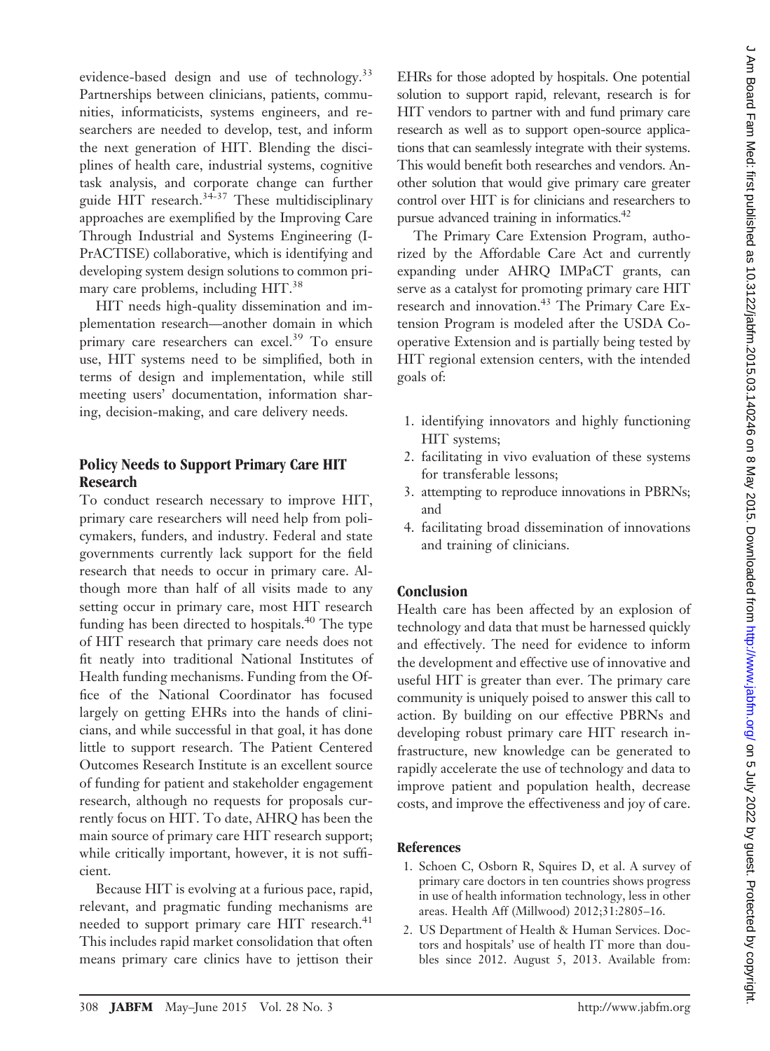evidence-based design and use of technology.[33] Partnerships between clinicians, patients, communities, informaticists, systems engineers, and researchers are needed to develop, test, and inform the next generation of HIT. Blending the disciplines of health care, industrial systems, cognitive task analysis, and corporate change can further guide HIT research.[34-37] These multidisciplinary approaches are exemplified by the Improving Care Through Industrial and Systems Engineering (I-PrACTISE) collaborative, which is identifying and developing system design solutions to common primary care problems, including HIT.[38]

HIT needs high-quality dissemination and implementation research—another domain in which primary care researchers can excel.[39] To ensure use, HIT systems need to be simplified, both in terms of design and implementation, while still meeting users' documentation, information sharing, decision-making, and care delivery needs.

## Policy Needs to Support Primary Care HIT Research

To conduct research necessary to improve HIT, primary care researchers will need help from policymakers, funders, and industry. Federal and state governments currently lack support for the field research that needs to occur in primary care. Although more than half of all visits made to any setting occur in primary care, most HIT research funding has been directed to hospitals.[40] The type of HIT research that primary care needs does not fit neatly into traditional National Institutes of Health funding mechanisms. Funding from the Office of the National Coordinator has focused largely on getting EHRs into the hands of clinicians, and while successful in that goal, it has done little to support research. The Patient Centered Outcomes Research Institute is an excellent source of funding for patient and stakeholder engagement research, although no requests for proposals currently focus on HIT. To date, AHRQ has been the main source of primary care HIT research support; while critically important, however, it is not sufficient.

Because HIT is evolving at a furious pace, rapid, relevant, and pragmatic funding mechanisms are needed to support primary care HIT research.[41] This includes rapid market consolidation that often means primary care clinics have to jettison their EHRs for those adopted by hospitals. One potential solution to support rapid, relevant, research is for HIT vendors to partner with and fund primary care research as well as to support open-source applications that can seamlessly integrate with their systems. This would benefit both researches and vendors. Another solution that would give primary care greater control over HIT is for clinicians and researchers to pursue advanced training in informatics.[42]

The Primary Care Extension Program, authorized by the Affordable Care Act and currently expanding under AHRQ IMPaCT grants, can serve as a catalyst for promoting primary care HIT research and innovation.[43] The Primary Care Extension Program is modeled after the USDA Cooperative Extension and is partially being tested by HIT regional extension centers, with the intended goals of:

1. identifying innovators and highly functioning HIT systems;
2. facilitating in vivo evaluation of these systems for transferable lessons;
3. attempting to reproduce innovations in PBRNs; and
4. facilitating broad dissemination of innovations and training of clinicians.

## Conclusion

Health care has been affected by an explosion of technology and data that must be harnessed quickly and effectively. The need for evidence to inform the development and effective use of innovative and useful HIT is greater than ever. The primary care community is uniquely poised to answer this call to action. By building on our effective PBRNs and developing robust primary care HIT research infrastructure, new knowledge can be generated to rapidly accelerate the use of technology and data to improve patient and population health, decrease costs, and improve the effectiveness and joy of care.

## References

1. Schoen C, Osborn R, Squires D, et al. A survey of primary care doctors in ten countries shows progress in use of health information technology, less in other areas. Health Aff (Millwood) 2012;31:2805–16.
2. US Department of Health & Human Services. Doctors and hospitals' use of health IT more than doubles since 2012. August 5, 2013. Available from: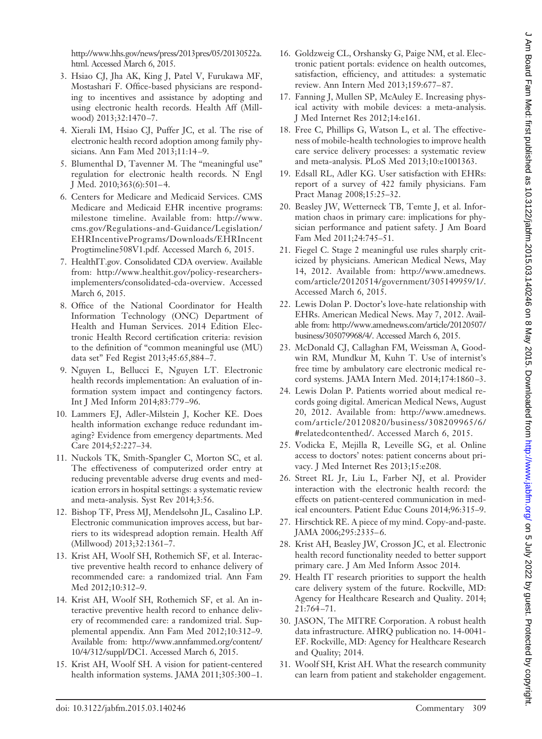http://www.hhs.gov/news/press/2013pres/05/20130522a.html. Accessed March 6, 2015.

3. Hsiao CJ, Jha AK, King J, Patel V, Furukawa MF, Mostashari F. Office-based physicians are responding to incentives and assistance by adopting and using electronic health records. Health Aff (Millwood) 2013;32:1470–7.
4. Xierali IM, Hsiao CJ, Puffer JC, et al. The rise of electronic health record adoption among family physicians. Ann Fam Med 2013;11:14–9.
5. Blumenthal D, Tavenner M. The "meaningful use" regulation for electronic health records. N Engl J Med. 2010;363(6):501–4.
6. Centers for Medicare and Medicaid Services. CMS Medicare and Medicaid EHR incentive programs: milestone timeline. Available from: http://www.cms.gov/Regulations-and-Guidance/Legislation/EHRIncentivePrograms/Downloads/EHRIncentProgtimeline508V1.pdf. Accessed March 6, 2015.
7. HealthIT.gov. Consolidated CDA overview. Available from: http://www.healthit.gov/policy-researchers-implementers/consolidated-cda-overview. Accessed March 6, 2015.
8. Office of the National Coordinator for Health Information Technology (ONC) Department of Health and Human Services. 2014 Edition Electronic Health Record certification criteria: revision to the definition of "common meaningful use (MU) data set" Fed Regist 2013;45:65,884–7.
9. Nguyen L, Bellucci E, Nguyen LT. Electronic health records implementation: An evaluation of information system impact and contingency factors. Int J Med Inform 2014;83:779–96.
10. Lammers EJ, Adler-Milstein J, Kocher KE. Does health information exchange reduce redundant imaging? Evidence from emergency departments. Med Care 2014;52:227–34.
11. Nuckols TK, Smith-Spangler C, Morton SC, et al. The effectiveness of computerized order entry at reducing preventable adverse drug events and medication errors in hospital settings: a systematic review and meta-analysis. Syst Rev 2014;3:56.
12. Bishop TF, Press MJ, Mendelsohn JL, Casalino LP. Electronic communication improves access, but barriers to its widespread adoption remain. Health Aff (Millwood) 2013;32:1361–7.
13. Krist AH, Woolf SH, Rothemich SF, et al. Interactive preventive health record to enhance delivery of recommended care: a randomized trial. Ann Fam Med 2012;10:312–9.
14. Krist AH, Woolf SH, Rothemich SF, et al. An interactive preventive health record to enhance delivery of recommended care: a randomized trial. Supplemental appendix. Ann Fam Med 2012;10:312–9. Available from: http://www.annfammed.org/content/10/4/312/suppl/DC1. Accessed March 6, 2015.
15. Krist AH, Woolf SH. A vision for patient-centered health information systems. JAMA 2011;305:300–1.
16. Goldzweig CL, Orshansky G, Paige NM, et al. Electronic patient portals: evidence on health outcomes, satisfaction, efficiency, and attitudes: a systematic review. Ann Intern Med 2013;159:677–87.
17. Fanning J, Mullen SP, McAuley E. Increasing physical activity with mobile devices: a meta-analysis. J Med Internet Res 2012;14:e161.
18. Free C, Phillips G, Watson L, et al. The effectiveness of mobile-health technologies to improve health care service delivery processes: a systematic review and meta-analysis. PLoS Med 2013;10:e1001363.
19. Edsall RL, Adler KG. User satisfaction with EHRs: report of a survey of 422 family physicians. Fam Pract Manag 2008;15:25–32.
20. Beasley JW, Wetterneck TB, Temte J, et al. Information chaos in primary care: implications for physician performance and patient safety. J Am Board Fam Med 2011;24:745–51.
21. Fiegel C. Stage 2 meaningful use rules sharply criticized by physicians. American Medical News, May 14, 2012. Available from: http://www.amednews.com/article/20120514/government/305149959/1/. Accessed March 6, 2015.
22. Lewis Dolan P. Doctor's love-hate relationship with EHRs. American Medical News. May 7, 2012. Available from: http://www.amednews.com/article/20120507/business/305079968/4/. Accessed March 6, 2015.
23. McDonald CJ, Callaghan FM, Weissman A, Goodwin RM, Mundkur M, Kuhn T. Use of internist's free time by ambulatory care electronic medical record systems. JAMA Intern Med. 2014;174:1860–3.
24. Lewis Dolan P. Patients worried about medical records going digital. American Medical News, August 20, 2012. Available from: http://www.amednews.com/article/20120820/business/308209965/6/#relatedcontenthed/. Accessed March 6, 2015.
25. Vodicka E, Mejilla R, Leveille SG, et al. Online access to doctors' notes: patient concerns about privacy. J Med Internet Res 2013;15:e208.
26. Street RL Jr, Liu L, Farber NJ, et al. Provider interaction with the electronic health record: the effects on patient-centered communication in medical encounters. Patient Educ Couns 2014;96:315–9.
27. Hirschtick RE. A piece of my mind. Copy-and-paste. JAMA 2006;295:2335–6.
28. Krist AH, Beasley JW, Crosson JC, et al. Electronic health record functionality needed to better support primary care. J Am Med Inform Assoc 2014.
29. Health IT research priorities to support the health care delivery system of the future. Rockville, MD: Agency for Healthcare Research and Quality. 2014; 21:764–71.
30. JASON, The MITRE Corporation. A robust health data infrastructure. AHRQ publication no. 14-0041-EF. Rockville, MD: Agency for Healthcare Research and Quality; 2014.
31. Woolf SH, Krist AH. What the research community can learn from patient and stakeholder engagement.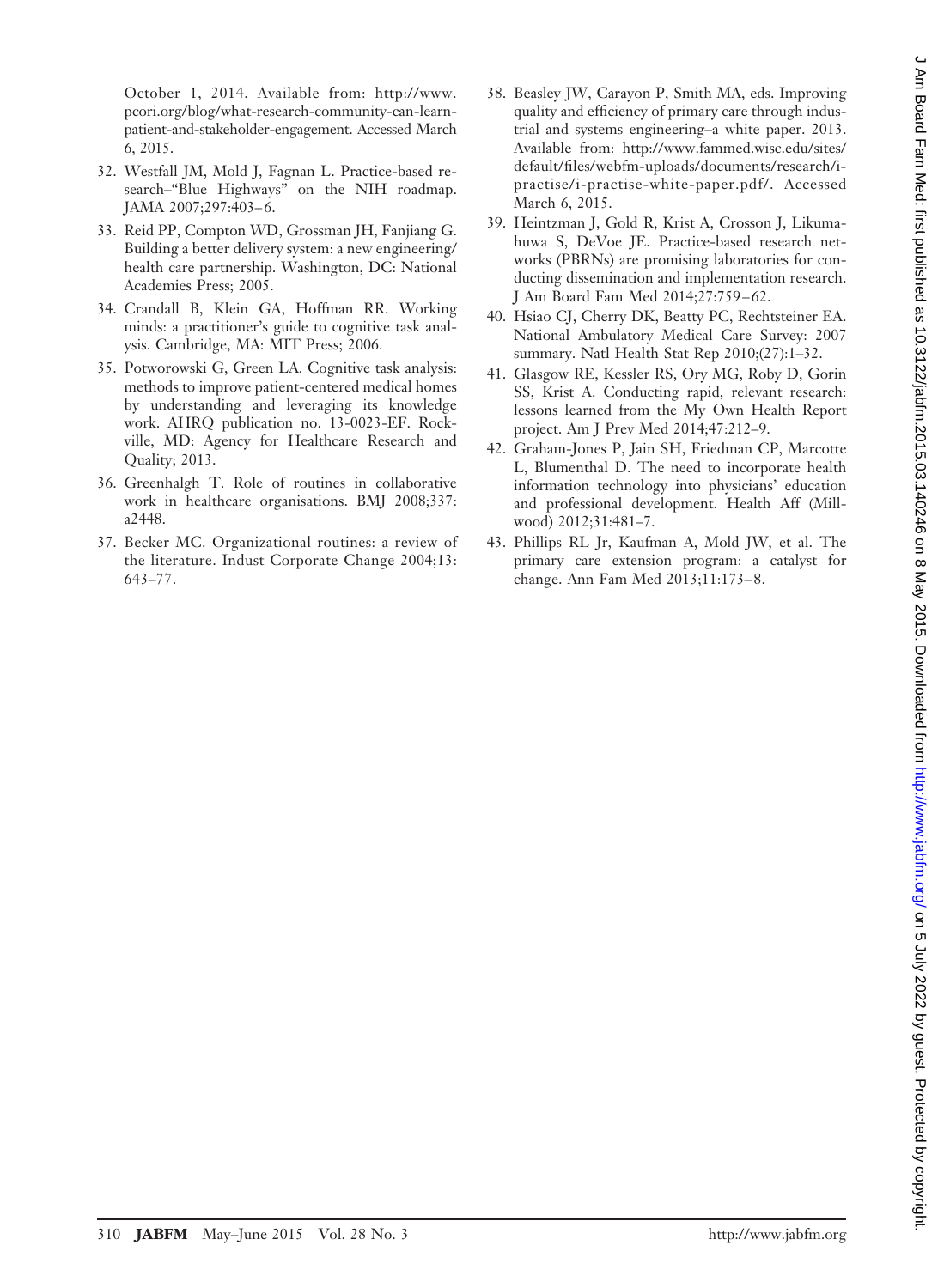October 1, 2014. Available from: http://www.pcori.org/blog/what-research-community-can-learn-patient-and-stakeholder-engagement. Accessed March 6, 2015.

32. Westfall JM, Mold J, Fagnan L. Practice-based research–"Blue Highways" on the NIH roadmap. JAMA 2007;297:403–6.
33. Reid PP, Compton WD, Grossman JH, Fanjiang G. Building a better delivery system: a new engineering/health care partnership. Washington, DC: National Academies Press; 2005.
34. Crandall B, Klein GA, Hoffman RR. Working minds: a practitioner's guide to cognitive task analysis. Cambridge, MA: MIT Press; 2006.
35. Potworowski G, Green LA. Cognitive task analysis: methods to improve patient-centered medical homes by understanding and leveraging its knowledge work. AHRQ publication no. 13-0023-EF. Rockville, MD: Agency for Healthcare Research and Quality; 2013.
36. Greenhalgh T. Role of routines in collaborative work in healthcare organisations. BMJ 2008;337:a2448.
37. Becker MC. Organizational routines: a review of the literature. Indust Corporate Change 2004;13:643–77.
38. Beasley JW, Carayon P, Smith MA, eds. Improving quality and efficiency of primary care through industrial and systems engineering–a white paper. 2013. Available from: http://www.fammed.wisc.edu/sites/default/files/webfm-uploads/documents/research/i-practise/i-practise-white-paper.pdf/. Accessed March 6, 2015.
39. Heintzman J, Gold R, Krist A, Crosson J, Likumahuwa S, DeVoe JE. Practice-based research networks (PBRNs) are promising laboratories for conducting dissemination and implementation research. J Am Board Fam Med 2014;27:759–62.
40. Hsiao CJ, Cherry DK, Beatty PC, Rechtsteiner EA. National Ambulatory Medical Care Survey: 2007 summary. Natl Health Stat Rep 2010;(27):1–32.
41. Glasgow RE, Kessler RS, Ory MG, Roby D, Gorin SS, Krist A. Conducting rapid, relevant research: lessons learned from the My Own Health Report project. Am J Prev Med 2014;47:212–9.
42. Graham-Jones P, Jain SH, Friedman CP, Marcotte L, Blumenthal D. The need to incorporate health information technology into physicians' education and professional development. Health Aff (Millwood) 2012;31:481–7.
43. Phillips RL Jr, Kaufman A, Mold JW, et al. The primary care extension program: a catalyst for change. Ann Fam Med 2013;11:173–8.